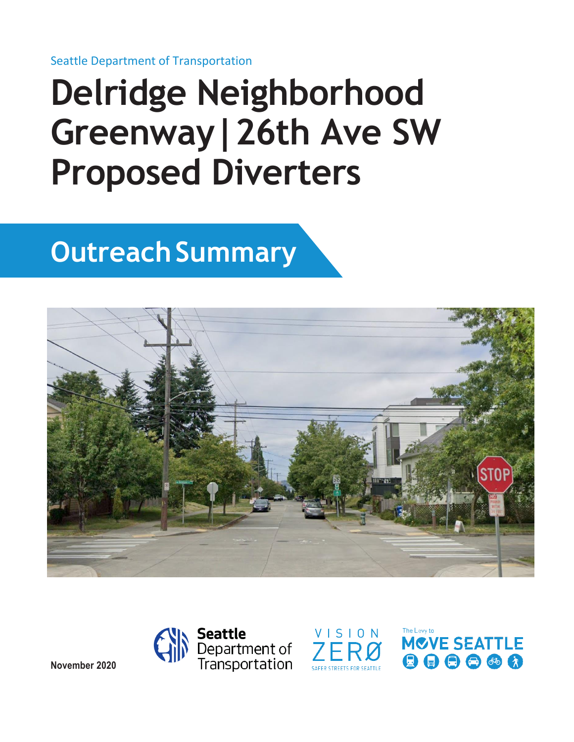Seattle Department of Transportation

# Delridge Neighborhood Greenway | 26th Ave SW Proposed Diverters

## Outreach Summary

**November 2020**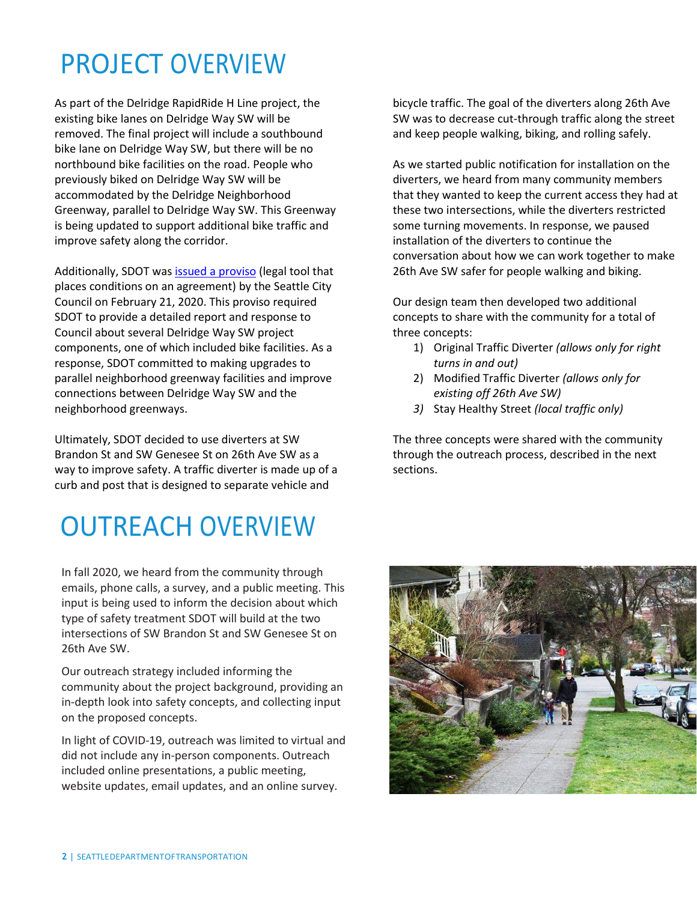# PROJECT OVERVIEW

As part of the Delridge RapidRide H Line project, the existing bike lanes on Delridge Way SW will be removed. The final project will include a southbound bike lane on Delridge Way SW, but there will be no northbound bike facilities on the road. People who previously biked on Delridge Way SW will be accommodated by the Delridge Neighborhood Greenway, parallel to Delridge Way SW. This Greenway is being updated to support additional bike traffic and improve safety along the corridor.

Additionally, SDOT was issued a proviso (legal tool that places conditions on an agreement) by the Seattle City Council on February 21, 2020. This proviso required SDOT to provide a detailed report and response to Council about several Delridge Way SW project components, one of which included bike facilities. As a response, SDOT committed to making upgrades to parallel neighborhood greenway facilities and improve connections between Delridge Way SW and the neighborhood greenways.

Ultimately, SDOT decided to use diverters at SW Brandon St and SW Genesee St on 26th Ave SW as a way to improve safety. A traffic diverter is made up of a curb and post that is designed to separate vehicle and bicycle traffic. The goal of the diverters along 26th Ave SW was to decrease cut-through traffic along the street and keep people walking, biking, and rolling safely.

As we started public notification for installation on the diverters, we heard from many community members that they wanted to keep the current access they had at these two intersections, while the diverters restricted some turning movements. In response, we paused installation of the diverters to continue the conversation about how we can work together to make 26th Ave SW safer for people walking and biking.

Our design team then developed two additional concepts to share with the community for a total of three concepts:

1) Original Traffic Diverter *(allows only for right turns in and out)*
2) Modified Traffic Diverter *(allows only for existing off 26th Ave SW)*
3) Stay Healthy Street *(local traffic only)*

The three concepts were shared with the community through the outreach process, described in the next sections.

# OUTREACH OVERVIEW

In fall 2020, we heard from the community through emails, phone calls, a survey, and a public meeting. This input is being used to inform the decision about which type of safety treatment SDOT will build at the two intersections of SW Brandon St and SW Genesee St on 26th Ave SW.

Our outreach strategy included informing the community about the project background, providing an in-depth look into safety concepts, and collecting input on the proposed concepts.

In light of COVID-19, outreach was limited to virtual and did not include any in-person components. Outreach included online presentations, a public meeting, website updates, email updates, and an online survey.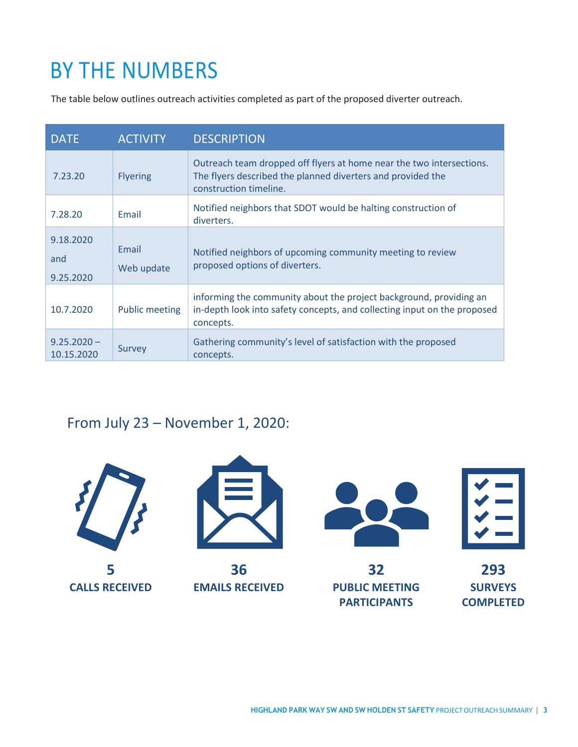# BY THE NUMBERS

The table below outlines outreach activities completed as part of the proposed diverter outreach.

| DATE | ACTIVITY | DESCRIPTION |
| --- | --- | --- |
| 7.23.20 | Flyering | Outreach team dropped off flyers at home near the two intersections. The flyers described the planned diverters and provided the construction timeline. |
| 7.28.20 | Email | Notified neighbors that SDOT would be halting construction of diverters. |
| 9.18.2020 and 9.25.2020 | Email Web update | Notified neighbors of upcoming community meeting to review proposed options of diverters. |
| 10.7.2020 | Public meeting | informing the community about the project background, providing an in-depth look into safety concepts, and collecting input on the proposed concepts. |
| 9.25.2020 – 10.15.2020 | Survey | Gathering community's level of satisfaction with the proposed concepts. |

## From July 23 – November 1, 2020:

**5**
**CALLS RECEIVED**

**36**
**EMAILS RECEIVED**

**32**
**PUBLIC MEETING PARTICIPANTS**

**293**
**SURVEYS COMPLETED**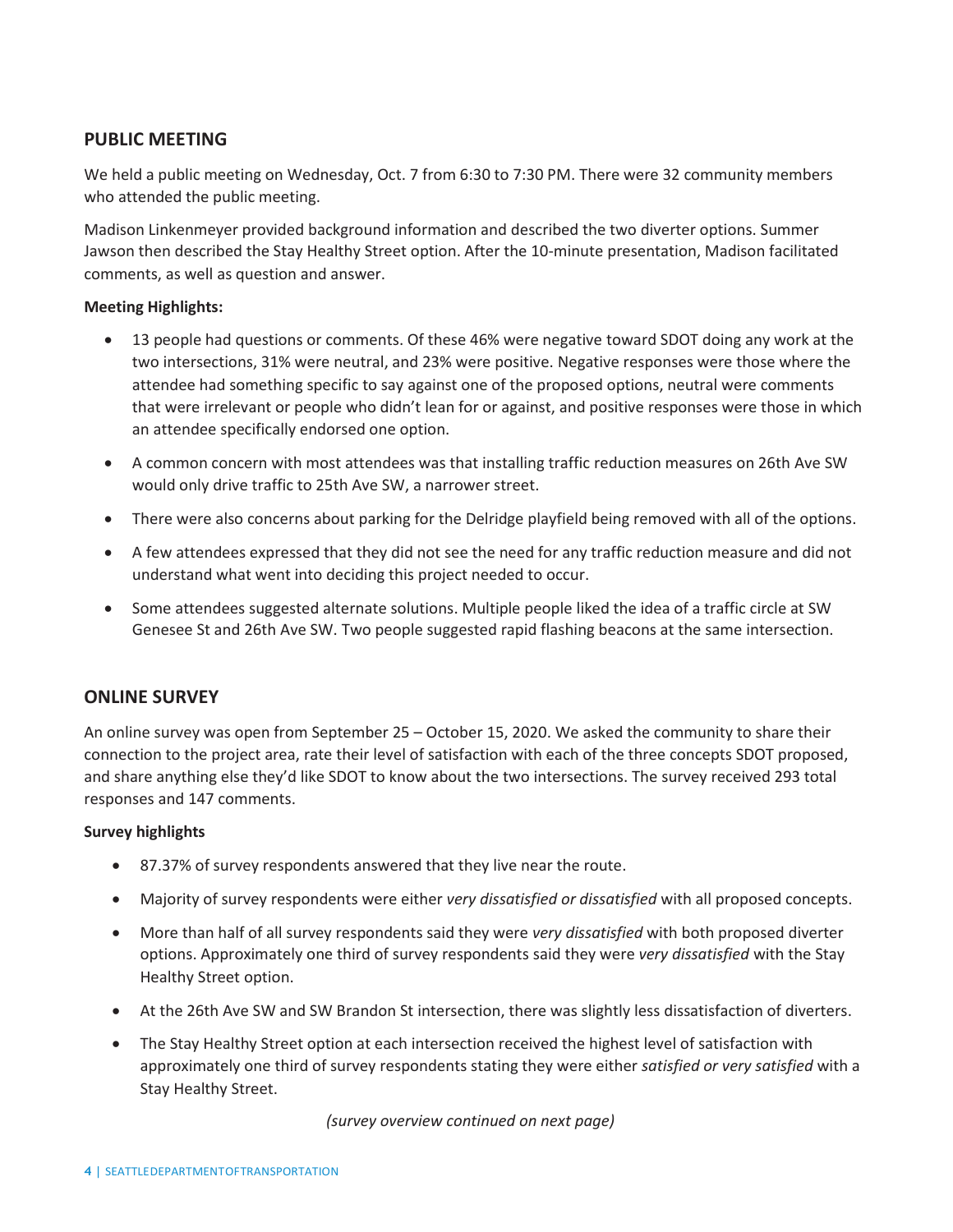## PUBLIC MEETING

We held a public meeting on Wednesday, Oct. 7 from 6:30 to 7:30 PM. There were 32 community members who attended the public meeting.

Madison Linkenmeyer provided background information and described the two diverter options. Summer Jawson then described the Stay Healthy Street option. After the 10-minute presentation, Madison facilitated comments, as well as question and answer.

**Meeting Highlights:**

- 13 people had questions or comments. Of these 46% were negative toward SDOT doing any work at the two intersections, 31% were neutral, and 23% were positive. Negative responses were those where the attendee had something specific to say against one of the proposed options, neutral were comments that were irrelevant or people who didn't lean for or against, and positive responses were those in which an attendee specifically endorsed one option.
- A common concern with most attendees was that installing traffic reduction measures on 26th Ave SW would only drive traffic to 25th Ave SW, a narrower street.
- There were also concerns about parking for the Delridge playfield being removed with all of the options.
- A few attendees expressed that they did not see the need for any traffic reduction measure and did not understand what went into deciding this project needed to occur.
- Some attendees suggested alternate solutions. Multiple people liked the idea of a traffic circle at SW Genesee St and 26th Ave SW. Two people suggested rapid flashing beacons at the same intersection.

## ONLINE SURVEY

An online survey was open from September 25 – October 15, 2020. We asked the community to share their connection to the project area, rate their level of satisfaction with each of the three concepts SDOT proposed, and share anything else they'd like SDOT to know about the two intersections. The survey received 293 total responses and 147 comments.

**Survey highlights**

- 87.37% of survey respondents answered that they live near the route.
- Majority of survey respondents were either *very dissatisfied or dissatisfied* with all proposed concepts.
- More than half of all survey respondents said they were *very dissatisfied* with both proposed diverter options. Approximately one third of survey respondents said they were *very dissatisfied* with the Stay Healthy Street option.
- At the 26th Ave SW and SW Brandon St intersection, there was slightly less dissatisfaction of diverters.
- The Stay Healthy Street option at each intersection received the highest level of satisfaction with approximately one third of survey respondents stating they were either *satisfied or very satisfied* with a Stay Healthy Street.

*(survey overview continued on next page)*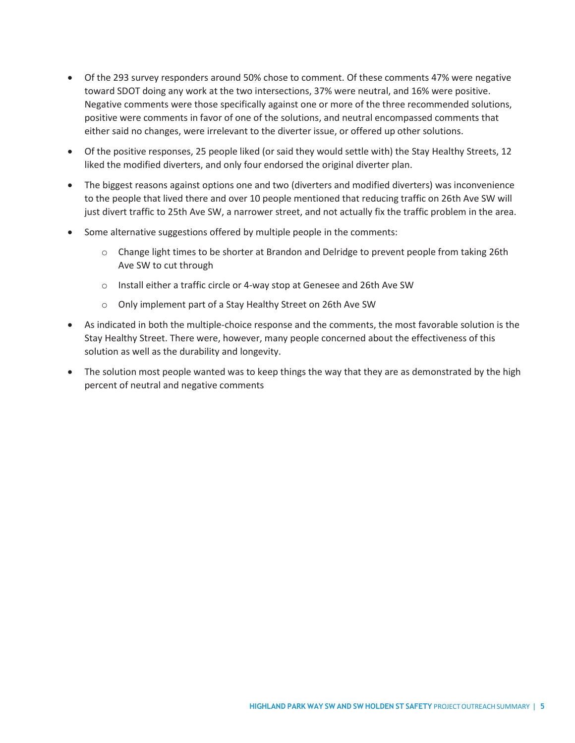- Of the 293 survey responders around 50% chose to comment. Of these comments 47% were negative toward SDOT doing any work at the two intersections, 37% were neutral, and 16% were positive. Negative comments were those specifically against one or more of the three recommended solutions, positive were comments in favor of one of the solutions, and neutral encompassed comments that either said no changes, were irrelevant to the diverter issue, or offered up other solutions.
- Of the positive responses, 25 people liked (or said they would settle with) the Stay Healthy Streets, 12 liked the modified diverters, and only four endorsed the original diverter plan.
- The biggest reasons against options one and two (diverters and modified diverters) was inconvenience to the people that lived there and over 10 people mentioned that reducing traffic on 26th Ave SW will just divert traffic to 25th Ave SW, a narrower street, and not actually fix the traffic problem in the area.
- Some alternative suggestions offered by multiple people in the comments:
  - Change light times to be shorter at Brandon and Delridge to prevent people from taking 26th Ave SW to cut through
  - Install either a traffic circle or 4-way stop at Genesee and 26th Ave SW
  - Only implement part of a Stay Healthy Street on 26th Ave SW
- As indicated in both the multiple-choice response and the comments, the most favorable solution is the Stay Healthy Street. There were, however, many people concerned about the effectiveness of this solution as well as the durability and longevity.
- The solution most people wanted was to keep things the way that they are as demonstrated by the high percent of neutral and negative comments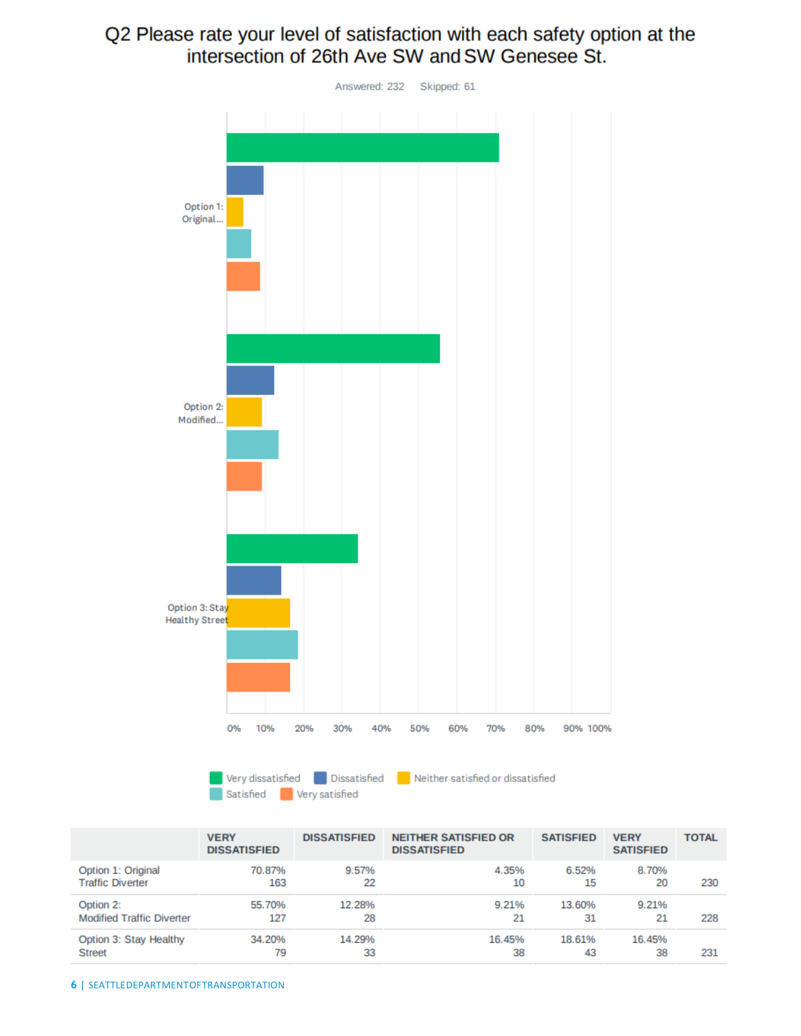# Q2 Please rate your level of satisfaction with each safety option at the intersection of 26th Ave SW and SW Genesee St.

Answered: 232 Skipped: 61

|  | VERY DISSATISFIED | DISSATISFIED | NEITHER SATISFIED OR DISSATISFIED | SATISFIED | VERY SATISFIED | TOTAL |
|---|---|---|---|---|---|---|
| Option 1: Original Traffic Diverter | 70.87% 163 | 9.57% 22 | 4.35% 10 | 6.52% 15 | 8.70% 20 | 230 |
| Option 2: Modified Traffic Diverter | 55.70% 127 | 12.28% 28 | 9.21% 21 | 13.60% 31 | 9.21% 21 | 228 |
| Option 3: Stay Healthy Street | 34.20% 79 | 14.29% 33 | 16.45% 38 | 18.61% 43 | 16.45% 38 | 231 |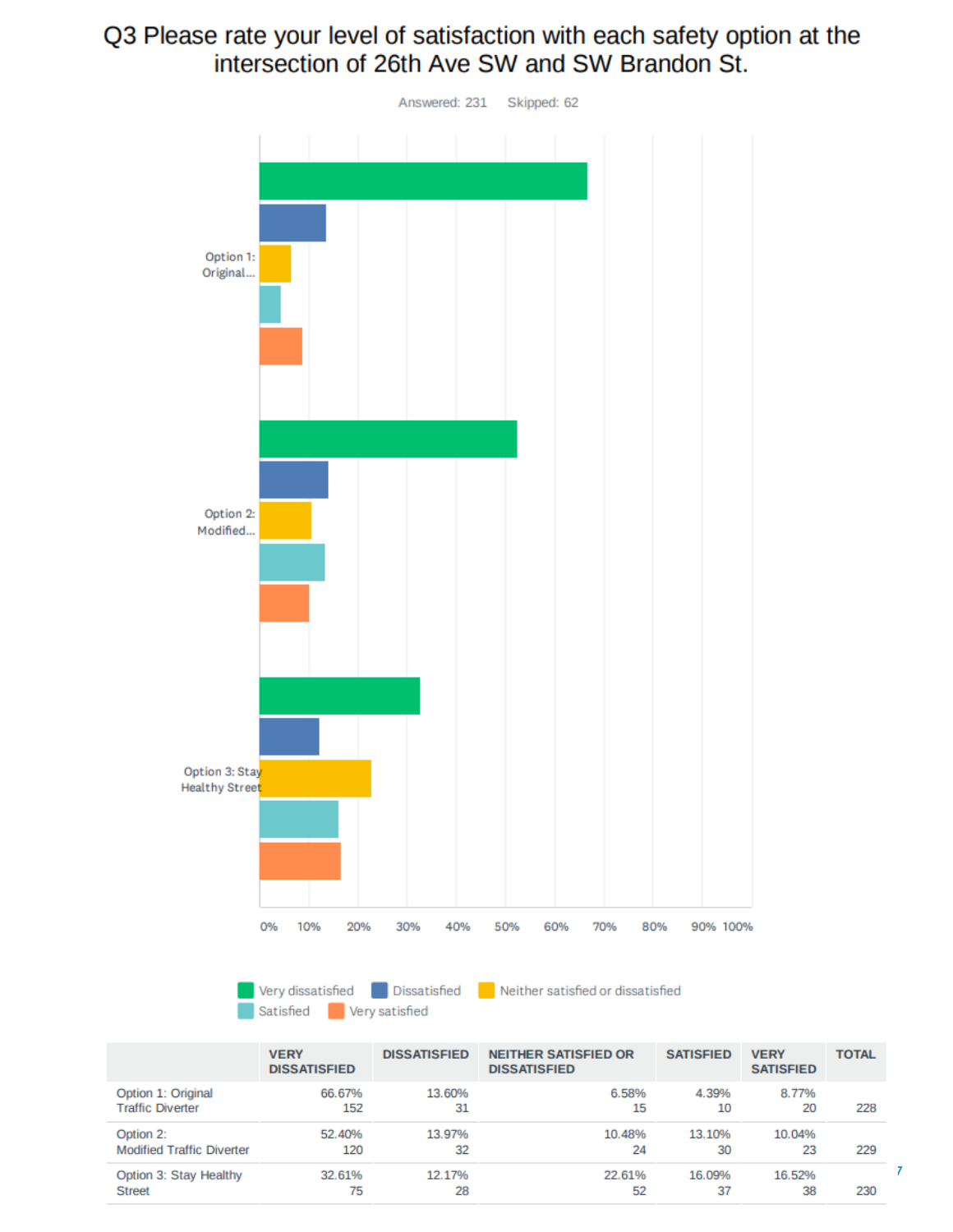# Q3 Please rate your level of satisfaction with each safety option at the intersection of 26th Ave SW and SW Brandon St.

Answered: 231 Skipped: 62

Option 1: Original...

Option 2: Modified...

Option 3: Stay Healthy Street

0% 10% 20% 30% 40% 50% 60% 70% 80% 90% 100%

Very dissatisfied   Dissatisfied   Neither satisfied or dissatisfied   Satisfied   Very satisfied

| | VERY DISSATISFIED | DISSATISFIED | NEITHER SATISFIED OR DISSATISFIED | SATISFIED | VERY SATISFIED | TOTAL |
|---|---|---|---|---|---|---|
| Option 1: Original Traffic Diverter | 66.67% 152 | 13.60% 31 | 6.58% 15 | 4.39% 10 | 8.77% 20 | 228 |
| Option 2: Modified Traffic Diverter | 52.40% 120 | 13.97% 32 | 10.48% 24 | 13.10% 30 | 10.04% 23 | 229 |
| Option 3: Stay Healthy Street | 32.61% 75 | 12.17% 28 | 22.61% 52 | 16.09% 37 | 16.52% 38 | 230 |